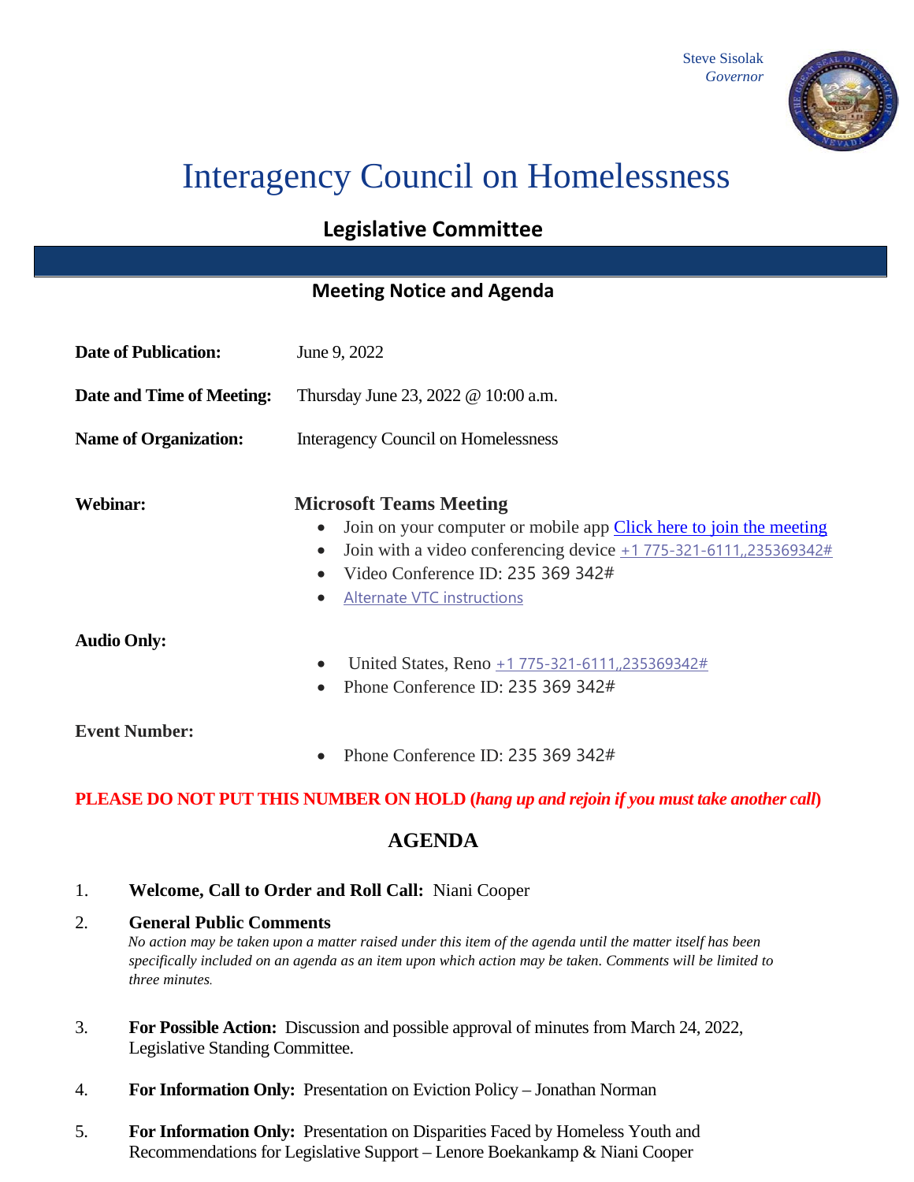Steve Sisolak
*Governor*

# Interagency Council on Homelessness

## Legislative Committee

### Meeting Notice and Agenda

**Date of Publication:** June 9, 2022

**Date and Time of Meeting:** Thursday June 23, 2022 @ 10:00 a.m.

**Name of Organization:** Interagency Council on Homelessness

**Webinar:**

**Microsoft Teams Meeting**

- Join on your computer or mobile app Click here to join the meeting
- Join with a video conferencing device +1 775-321-6111,,235369342#
- Video Conference ID: 235 369 342#
- Alternate VTC instructions

**Audio Only:**

- United States, Reno +1 775-321-6111,,235369342#
- Phone Conference ID: 235 369 342#

**Event Number:**

- Phone Conference ID: 235 369 342#

**PLEASE DO NOT PUT THIS NUMBER ON HOLD (*hang up and rejoin if you must take another call*)**

## AGENDA

1. **Welcome, Call to Order and Roll Call:** Niani Cooper

2. **General Public Comments**
   *No action may be taken upon a matter raised under this item of the agenda until the matter itself has been specifically included on an agenda as an item upon which action may be taken. Comments will be limited to three minutes.*

3. **For Possible Action:** Discussion and possible approval of minutes from March 24, 2022, Legislative Standing Committee.

4. **For Information Only:** Presentation on Eviction Policy – Jonathan Norman

5. **For Information Only:** Presentation on Disparities Faced by Homeless Youth and Recommendations for Legislative Support – Lenore Boekankamp & Niani Cooper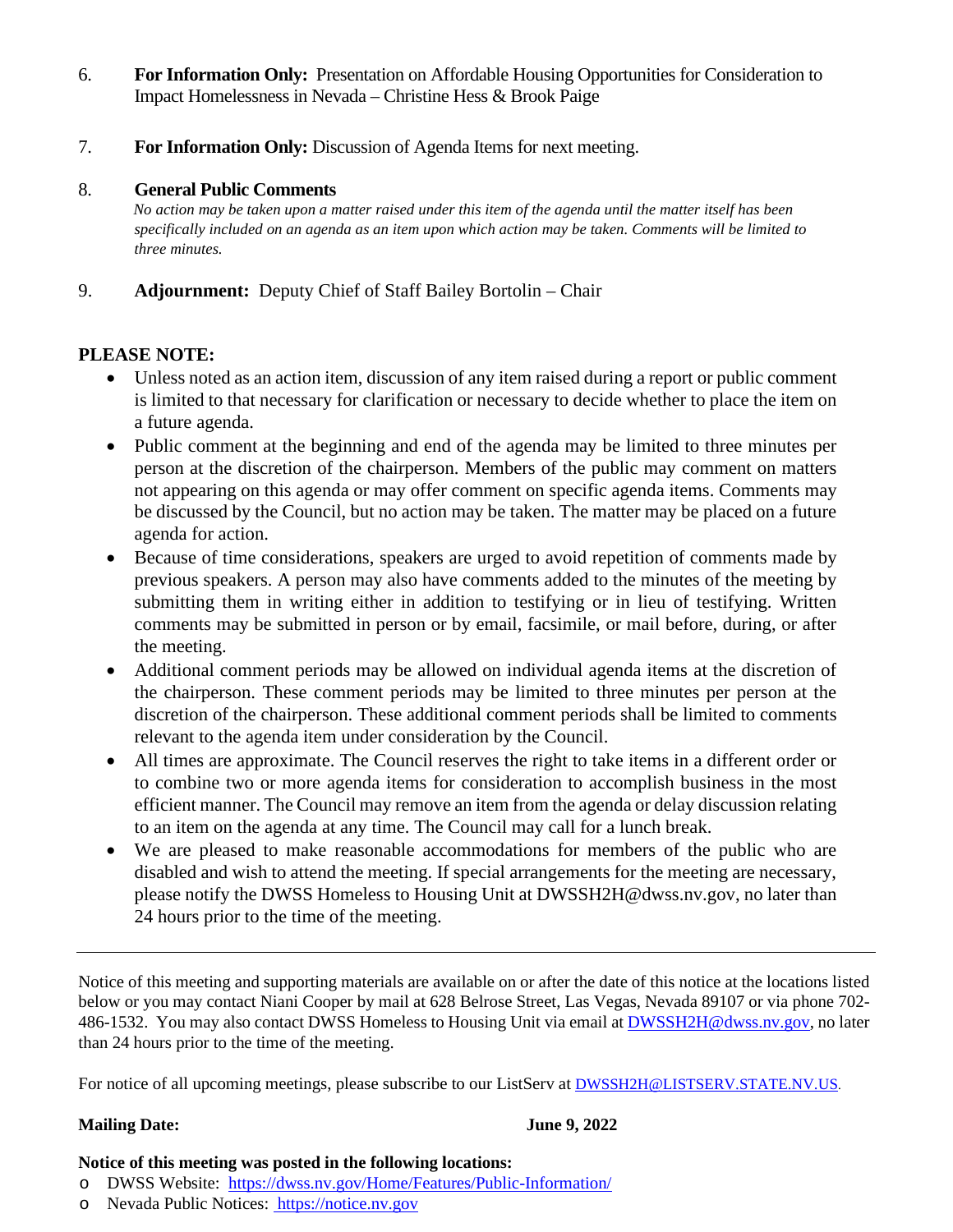6. **For Information Only:** Presentation on Affordable Housing Opportunities for Consideration to Impact Homelessness in Nevada – Christine Hess & Brook Paige

7. **For Information Only:** Discussion of Agenda Items for next meeting.

8. **General Public Comments**
   *No action may be taken upon a matter raised under this item of the agenda until the matter itself has been specifically included on an agenda as an item upon which action may be taken. Comments will be limited to three minutes.*

9. **Adjournment:** Deputy Chief of Staff Bailey Bortolin – Chair

**PLEASE NOTE:**

- Unless noted as an action item, discussion of any item raised during a report or public comment is limited to that necessary for clarification or necessary to decide whether to place the item on a future agenda.
- Public comment at the beginning and end of the agenda may be limited to three minutes per person at the discretion of the chairperson. Members of the public may comment on matters not appearing on this agenda or may offer comment on specific agenda items. Comments may be discussed by the Council, but no action may be taken. The matter may be placed on a future agenda for action.
- Because of time considerations, speakers are urged to avoid repetition of comments made by previous speakers. A person may also have comments added to the minutes of the meeting by submitting them in writing either in addition to testifying or in lieu of testifying. Written comments may be submitted in person or by email, facsimile, or mail before, during, or after the meeting.
- Additional comment periods may be allowed on individual agenda items at the discretion of the chairperson. These comment periods may be limited to three minutes per person at the discretion of the chairperson. These additional comment periods shall be limited to comments relevant to the agenda item under consideration by the Council.
- All times are approximate. The Council reserves the right to take items in a different order or to combine two or more agenda items for consideration to accomplish business in the most efficient manner. The Council may remove an item from the agenda or delay discussion relating to an item on the agenda at any time. The Council may call for a lunch break.
- We are pleased to make reasonable accommodations for members of the public who are disabled and wish to attend the meeting. If special arrangements for the meeting are necessary, please notify the DWSS Homeless to Housing Unit at DWSSH2H@dwss.nv.gov, no later than 24 hours prior to the time of the meeting.

---

Notice of this meeting and supporting materials are available on or after the date of this notice at the locations listed below or you may contact Niani Cooper by mail at 628 Belrose Street, Las Vegas, Nevada 89107 or via phone 702-486-1532. You may also contact DWSS Homeless to Housing Unit via email at DWSSH2H@dwss.nv.gov, no later than 24 hours prior to the time of the meeting.

For notice of all upcoming meetings, please subscribe to our ListServ at DWSSH2H@LISTSERV.STATE.NV.US.

**Mailing Date:** **June 9, 2022**

**Notice of this meeting was posted in the following locations:**

- DWSS Website: https://dwss.nv.gov/Home/Features/Public-Information/
- Nevada Public Notices: https://notice.nv.gov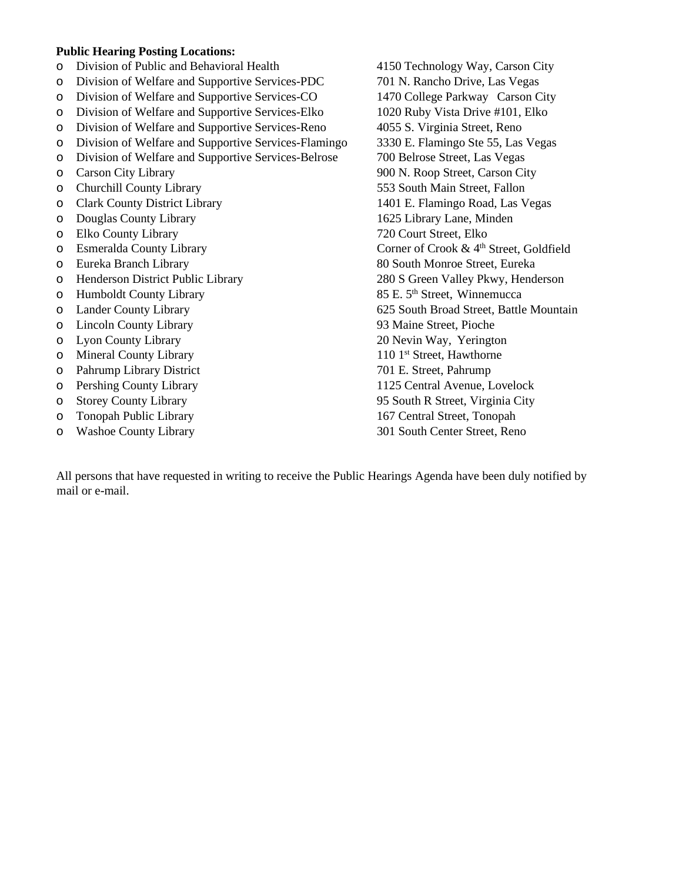**Public Hearing Posting Locations:**

- Division of Public and Behavioral Health — 4150 Technology Way, Carson City
- Division of Welfare and Supportive Services-PDC — 701 N. Rancho Drive, Las Vegas
- Division of Welfare and Supportive Services-CO — 1470 College Parkway Carson City
- Division of Welfare and Supportive Services-Elko — 1020 Ruby Vista Drive #101, Elko
- Division of Welfare and Supportive Services-Reno — 4055 S. Virginia Street, Reno
- Division of Welfare and Supportive Services-Flamingo — 3330 E. Flamingo Ste 55, Las Vegas
- Division of Welfare and Supportive Services-Belrose — 700 Belrose Street, Las Vegas
- Carson City Library — 900 N. Roop Street, Carson City
- Churchill County Library — 553 South Main Street, Fallon
- Clark County District Library — 1401 E. Flamingo Road, Las Vegas
- Douglas County Library — 1625 Library Lane, Minden
- Elko County Library — 720 Court Street, Elko
- Esmeralda County Library — Corner of Crook & 4th Street, Goldfield
- Eureka Branch Library — 80 South Monroe Street, Eureka
- Henderson District Public Library — 280 S Green Valley Pkwy, Henderson
- Humboldt County Library — 85 E. 5th Street, Winnemucca
- Lander County Library — 625 South Broad Street, Battle Mountain
- Lincoln County Library — 93 Maine Street, Pioche
- Lyon County Library — 20 Nevin Way, Yerington
- Mineral County Library — 110 1st Street, Hawthorne
- Pahrump Library District — 701 E. Street, Pahrump
- Pershing County Library — 1125 Central Avenue, Lovelock
- Storey County Library — 95 South R Street, Virginia City
- Tonopah Public Library — 167 Central Street, Tonopah
- Washoe County Library — 301 South Center Street, Reno

All persons that have requested in writing to receive the Public Hearings Agenda have been duly notified by mail or e-mail.